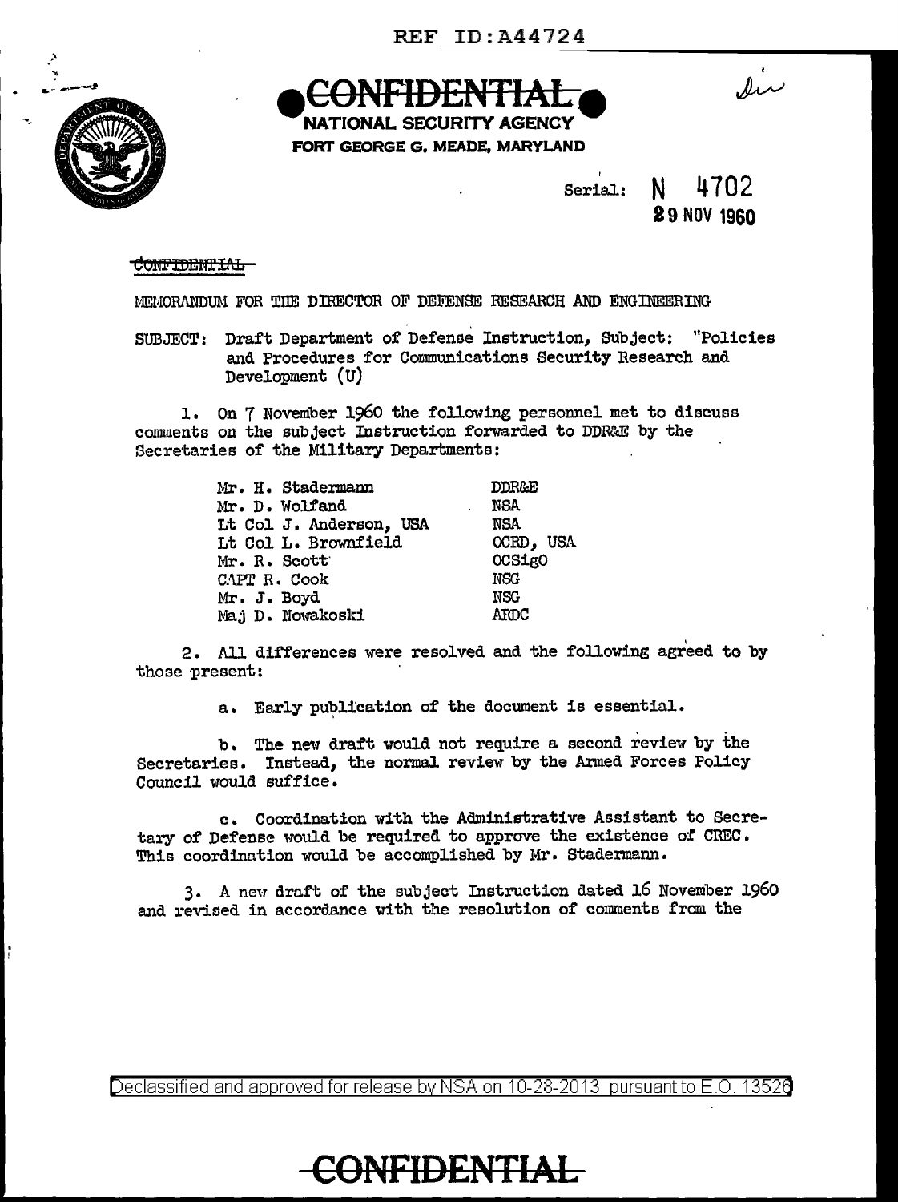REF ID:A44724

CONFIDENTIAL

NATIONAL SECURITY AGENCY
FORT GEORGE G. MEADE, MARYLAND

Serial: N 4702
29 NOV 1960

~~CONFIDENTIAL~~

MEMORANDUM FOR THE DIRECTOR OF DEFENSE RESEARCH AND ENGINEERING

SUBJECT: Draft Department of Defense Instruction, Subject: "Policies and Procedures for Communications Security Research and Development (U)

1. On 7 November 1960 the following personnel met to discuss comments on the subject Instruction forwarded to DDR&E by the Secretaries of the Military Departments:

| | |
|---|---|
| Mr. H. Stadermann | DDR&E |
| Mr. D. Wolfand | NSA |
| Lt Col J. Anderson, USA | NSA |
| Lt Col L. Brownfield | OCRD, USA |
| Mr. R. Scott | OCSigO |
| CAPT R. Cook | NSG |
| Mr. J. Boyd | NSG |
| Maj D. Nowakoski | ARDC |

2. All differences were resolved and the following agreed to by those present:

a. Early publication of the document is essential.

b. The new draft would not require a second review by the Secretaries. Instead, the normal review by the Armed Forces Policy Council would suffice.

c. Coordination with the Administrative Assistant to Secretary of Defense would be required to approve the existence of CREC. This coordination would be accomplished by Mr. Stadermann.

3. A new draft of the subject Instruction dated 16 November 1960 and revised in accordance with the resolution of comments from the

Declassified and approved for release by NSA on 10-28-2013 pursuant to E.O. 13526

CONFIDENTIAL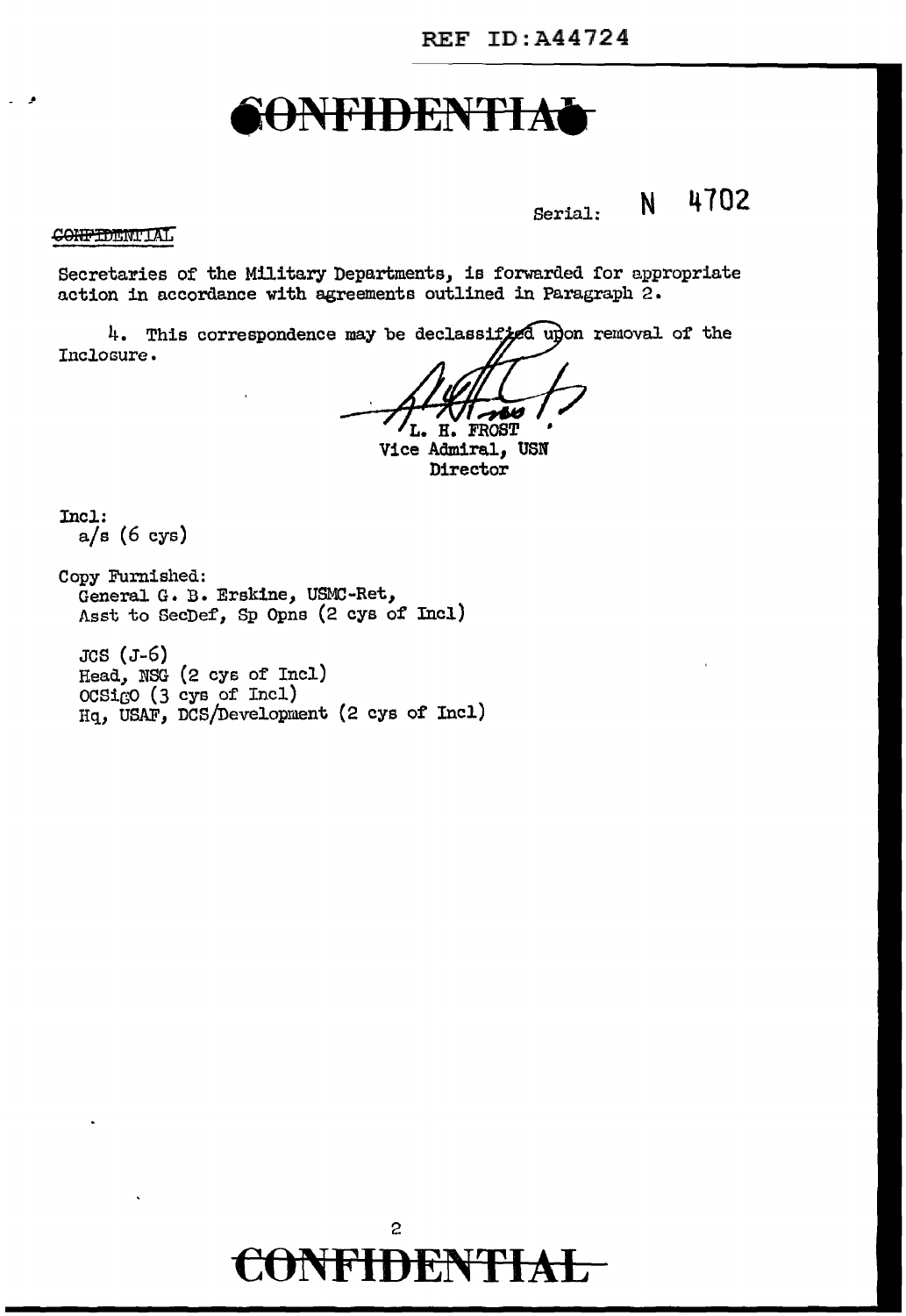# CONFIDENTIAL

Serial: N 4702

CONFIDENTIAL

Secretaries of the Military Departments, is forwarded for appropriate action in accordance with agreements outlined in Paragraph 2.

4. This correspondence may be declassified upon removal of the Inclosure.

L. H. FROST
Vice Admiral, USN
Director

Incl:
a/s (6 cys)

Copy Furnished:
General G. B. Erskine, USMC-Ret,
Asst to SecDef, Sp Opns (2 cys of Incl)

JCS (J-6)
Head, NSG (2 cys of Incl)
OCSigO (3 cys of Incl)
Hq, USAF, DCS/Development (2 cys of Incl)

# CONFIDENTIAL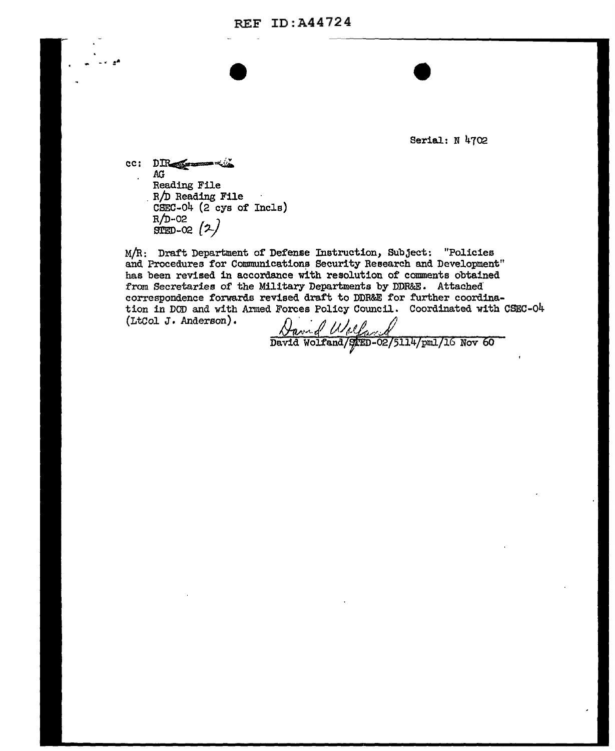REF ID:A44724

Serial: N 4702

cc: DIR
AG
Reading File
R/D Reading File
CSEC-04 (2 cys of Incls)
R/D-02
STED-02 (2)

M/R: Draft Department of Defense Instruction, Subject: "Policies and Procedures for Communications Security Research and Development" has been revised in accordance with resolution of comments obtained from Secretaries of the Military Departments by DDR&E. Attached correspondence forwards revised draft to DDR&E for further coordination in DOD and with Armed Forces Policy Council. Coordinated with CSEC-04 (LtCol J. Anderson).

David Wolfand

David Wolfand/STED-02/5114/pml/16 Nov 60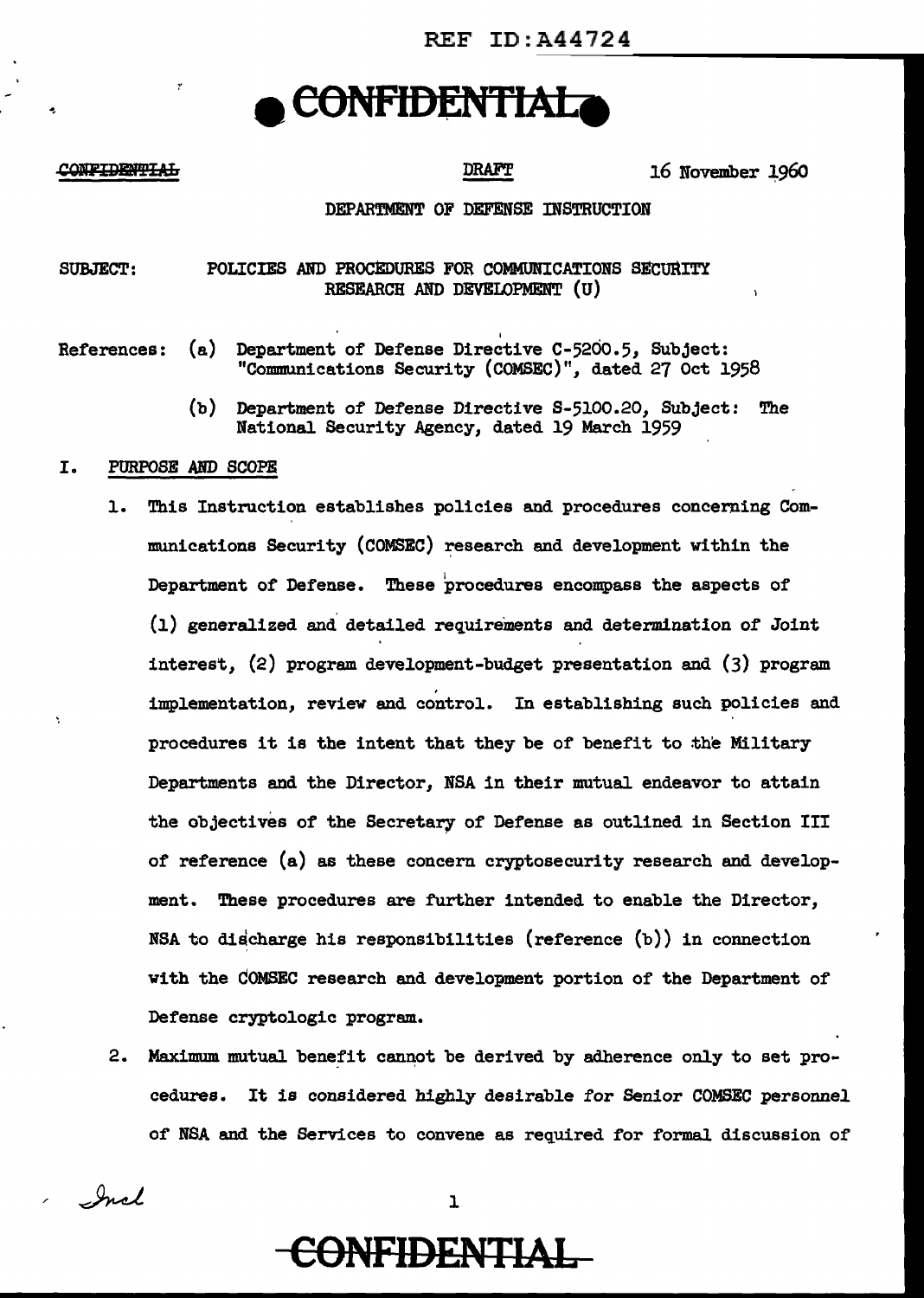REF ID:A44724

**CONFIDENTIAL**

~~CONFIDENTIAL~~ DRAFT 16 November 1960

DEPARTMENT OF DEFENSE INSTRUCTION

SUBJECT: POLICIES AND PROCEDURES FOR COMMUNICATIONS SECURITY RESEARCH AND DEVELOPMENT (U)

References: (a) Department of Defense Directive C-5200.5, Subject: "Communications Security (COMSEC)", dated 27 Oct 1958

(b) Department of Defense Directive S-5100.20, Subject: The National Security Agency, dated 19 March 1959

## I. PURPOSE AND SCOPE

1. This Instruction establishes policies and procedures concerning Communications Security (COMSEC) research and development within the Department of Defense. These procedures encompass the aspects of (1) generalized and detailed requirements and determination of Joint interest, (2) program development-budget presentation and (3) program implementation, review and control. In establishing such policies and procedures it is the intent that they be of benefit to the Military Departments and the Director, NSA in their mutual endeavor to attain the objectives of the Secretary of Defense as outlined in Section III of reference (a) as these concern cryptosecurity research and development. These procedures are further intended to enable the Director, NSA to discharge his responsibilities (reference (b)) in connection with the COMSEC research and development portion of the Department of Defense cryptologic program.

2. Maximum mutual benefit cannot be derived by adherence only to set procedures. It is considered highly desirable for Senior COMSEC personnel of NSA and the Services to convene as required for formal discussion of

Incl

**CONFIDENTIAL**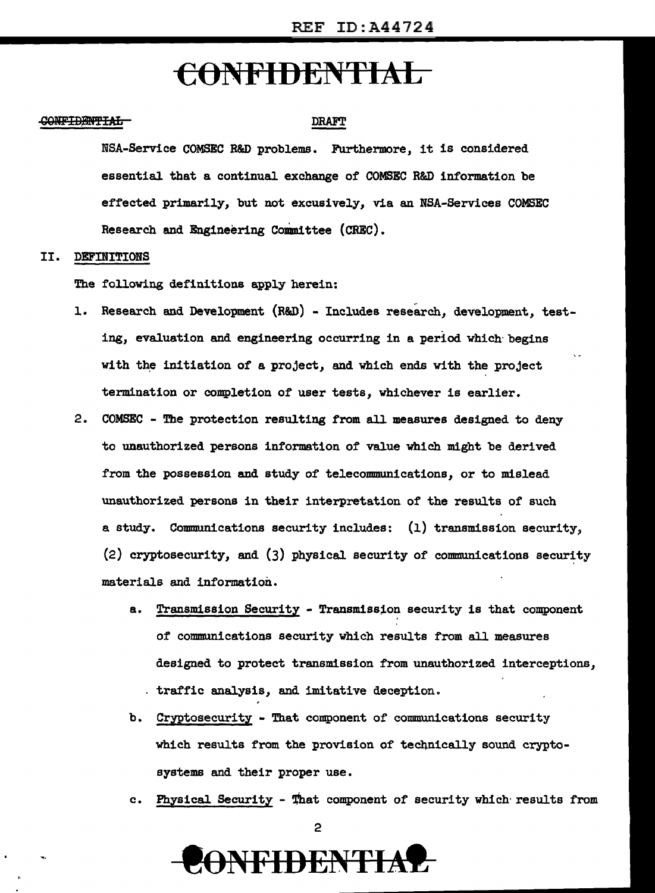NSA-Service COMSEC R&D problems. Furthermore, it is considered essential that a continual exchange of COMSEC R&D information be effected primarily, but not excusively, via an NSA-Services COMSEC Research and Engineering Committee (CREC).

## II. DEFINITIONS

The following definitions apply herein:

1. Research and Development (R&D) - Includes research, development, testing, evaluation and engineering occurring in a period which begins with the initiation of a project, and which ends with the project termination or completion of user tests, whichever is earlier.

2. COMSEC - The protection resulting from all measures designed to deny to unauthorized persons information of value which might be derived from the possession and study of telecommunications, or to mislead unauthorized persons in their interpretation of the results of such a study. Communications security includes: (1) transmission security, (2) cryptosecurity, and (3) physical security of communications security materials and information.

   a. Transmission Security - Transmission security is that component of communications security which results from all measures designed to protect transmission from unauthorized interceptions, traffic analysis, and imitative deception.

   b. Cryptosecurity - That component of communications security which results from the provision of technically sound cryptosystems and their proper use.

   c. Physical Security - That component of security which results from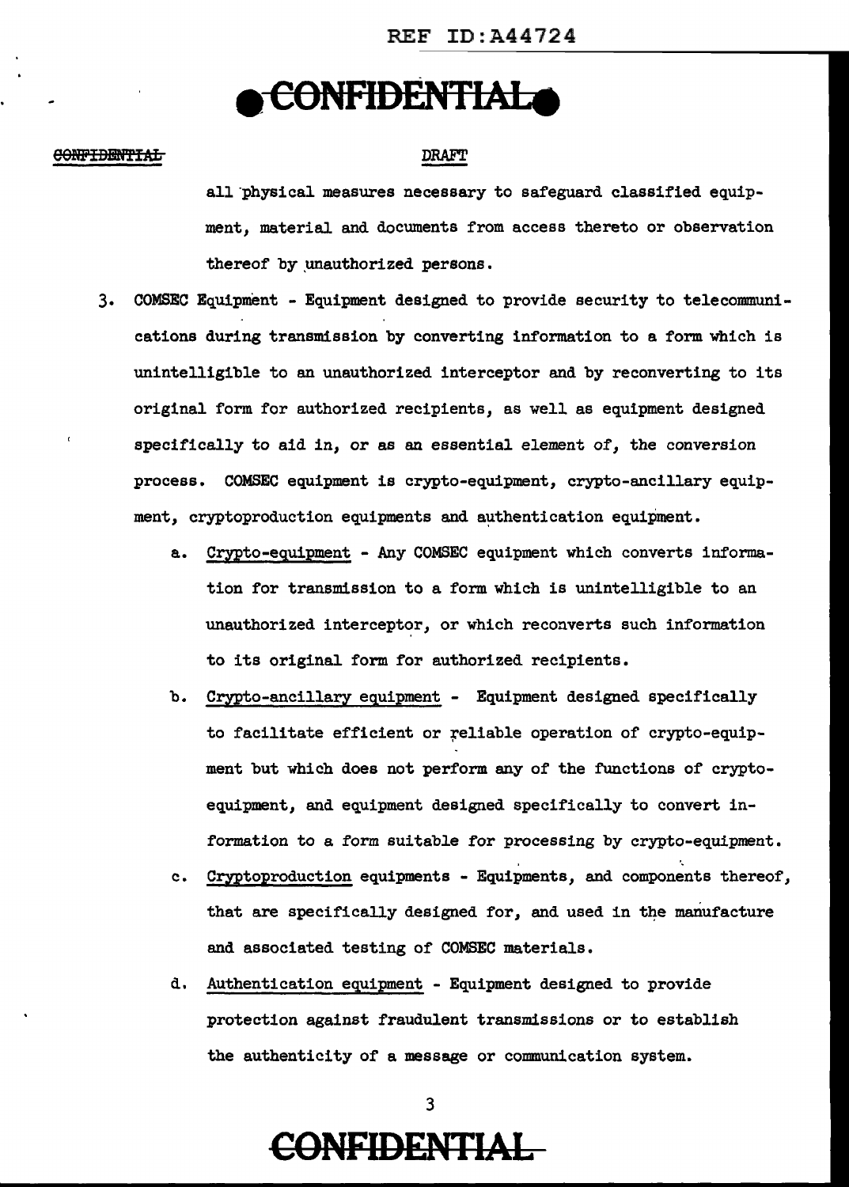all physical measures necessary to safeguard classified equipment, material and documents from access thereto or observation thereof by unauthorized persons.

3. COMSEC Equipment - Equipment designed to provide security to telecommunications during transmission by converting information to a form which is unintelligible to an unauthorized interceptor and by reconverting to its original form for authorized recipients, as well as equipment designed specifically to aid in, or as an essential element of, the conversion process. COMSEC equipment is crypto-equipment, crypto-ancillary equipment, cryptoproduction equipments and authentication equipment.

   a. Crypto-equipment - Any COMSEC equipment which converts information for transmission to a form which is unintelligible to an unauthorized interceptor, or which reconverts such information to its original form for authorized recipients.

   b. Crypto-ancillary equipment - Equipment designed specifically to facilitate efficient or reliable operation of crypto-equipment but which does not perform any of the functions of crypto-equipment, and equipment designed specifically to convert information to a form suitable for processing by crypto-equipment.

   c. Cryptoproduction equipments - Equipments, and components thereof, that are specifically designed for, and used in the manufacture and associated testing of COMSEC materials.

   d. Authentication equipment - Equipment designed to provide protection against fraudulent transmissions or to establish the authenticity of a message or communication system.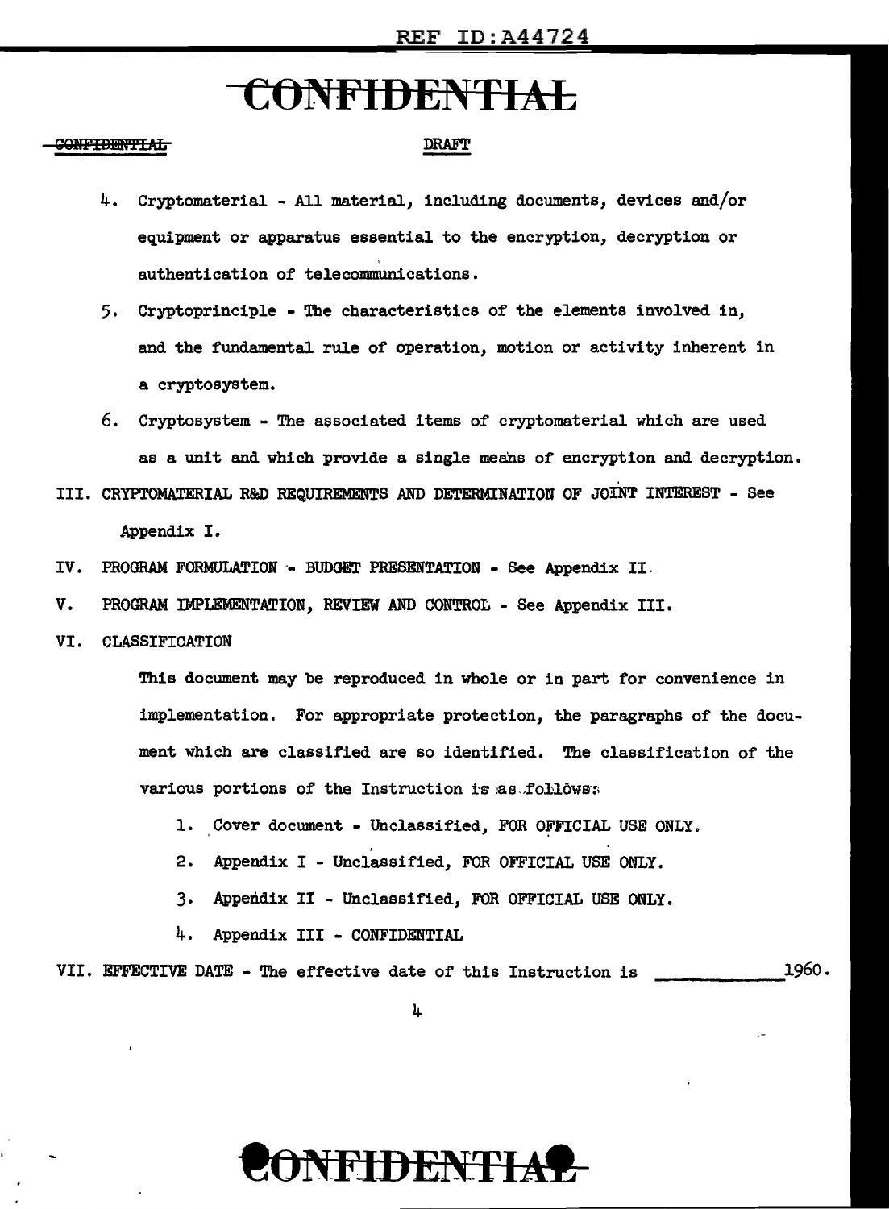4. Cryptomaterial - All material, including documents, devices and/or equipment or apparatus essential to the encryption, decryption or authentication of telecommunications.

5. Cryptoprinciple - The characteristics of the elements involved in, and the fundamental rule of operation, motion or activity inherent in a cryptosystem.

6. Cryptosystem - The associated items of cryptomaterial which are used as a unit and which provide a single means of encryption and decryption.

III. CRYPTOMATERIAL R&D REQUIREMENTS AND DETERMINATION OF JOINT INTEREST - See Appendix I.

IV. PROGRAM FORMULATION - BUDGET PRESENTATION - See Appendix II.

V. PROGRAM IMPLEMENTATION, REVIEW AND CONTROL - See Appendix III.

VI. CLASSIFICATION

This document may be reproduced in whole or in part for convenience in implementation. For appropriate protection, the paragraphs of the document which are classified are so identified. The classification of the various portions of the Instruction is as follows:

1. Cover document - Unclassified, FOR OFFICIAL USE ONLY.
2. Appendix I - Unclassified, FOR OFFICIAL USE ONLY.
3. Appendix II - Unclassified, FOR OFFICIAL USE ONLY.
4. Appendix III - CONFIDENTIAL

VII. EFFECTIVE DATE - The effective date of this Instruction is ____________ 1960.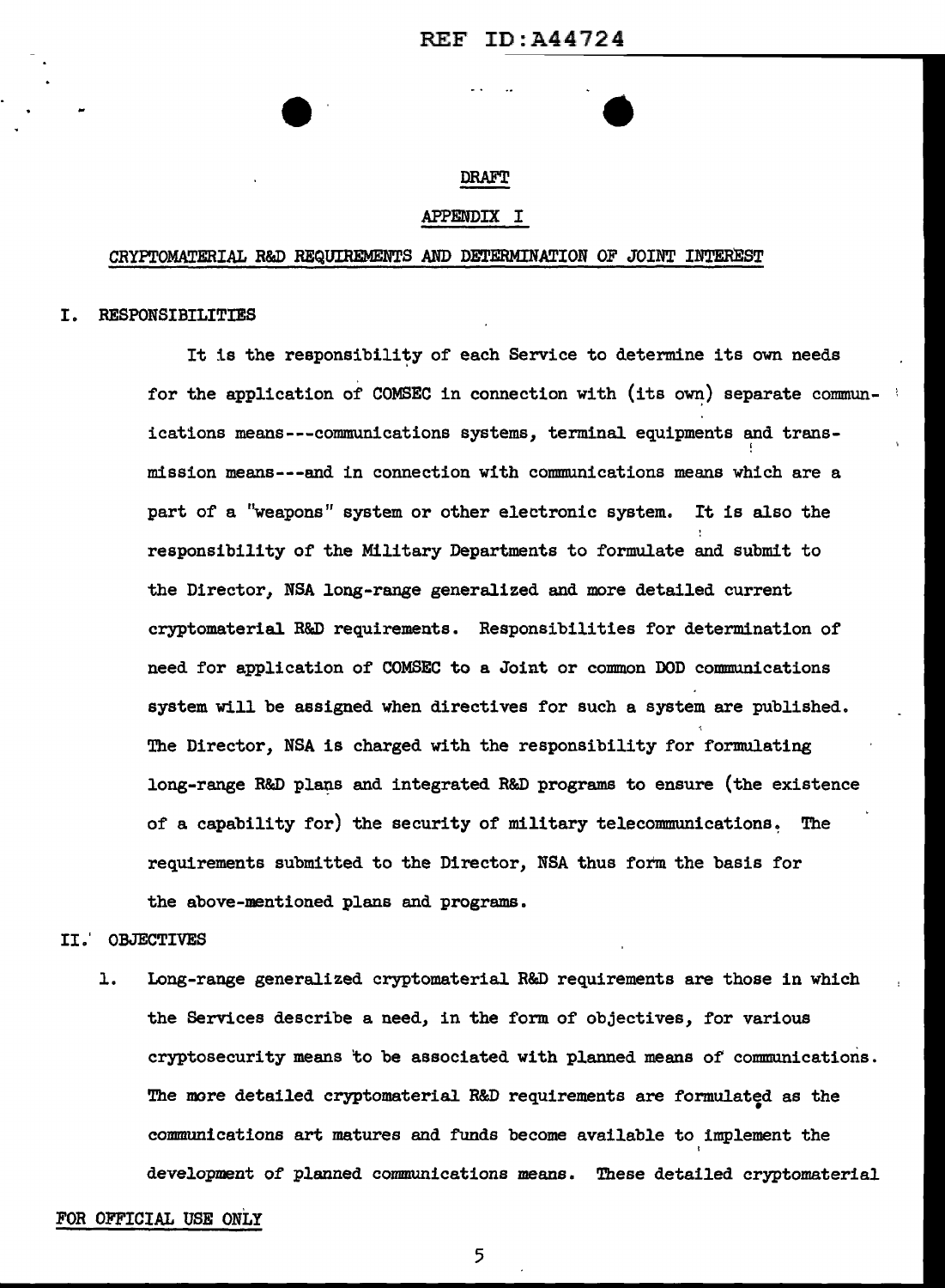DRAFT

APPENDIX I

CRYPTOMATERIAL R&D REQUIREMENTS AND DETERMINATION OF JOINT INTEREST

I. RESPONSIBILITIES

It is the responsibility of each Service to determine its own needs for the application of COMSEC in connection with (its own) separate communications means---communications systems, terminal equipments and transmission means---and in connection with communications means which are a part of a "weapons" system or other electronic system. It is also the responsibility of the Military Departments to formulate and submit to the Director, NSA long-range generalized and more detailed current cryptomaterial R&D requirements. Responsibilities for determination of need for application of COMSEC to a Joint or common DOD communications system will be assigned when directives for such a system are published. The Director, NSA is charged with the responsibility for formulating long-range R&D plans and integrated R&D programs to ensure (the existence of a capability for) the security of military telecommunications. The requirements submitted to the Director, NSA thus form the basis for the above-mentioned plans and programs.

II. OBJECTIVES

1. Long-range generalized cryptomaterial R&D requirements are those in which the Services describe a need, in the form of objectives, for various cryptosecurity means to be associated with planned means of communications. The more detailed cryptomaterial R&D requirements are formulated as the communications art matures and funds become available to implement the development of planned communications means. These detailed cryptomaterial

FOR OFFICIAL USE ONLY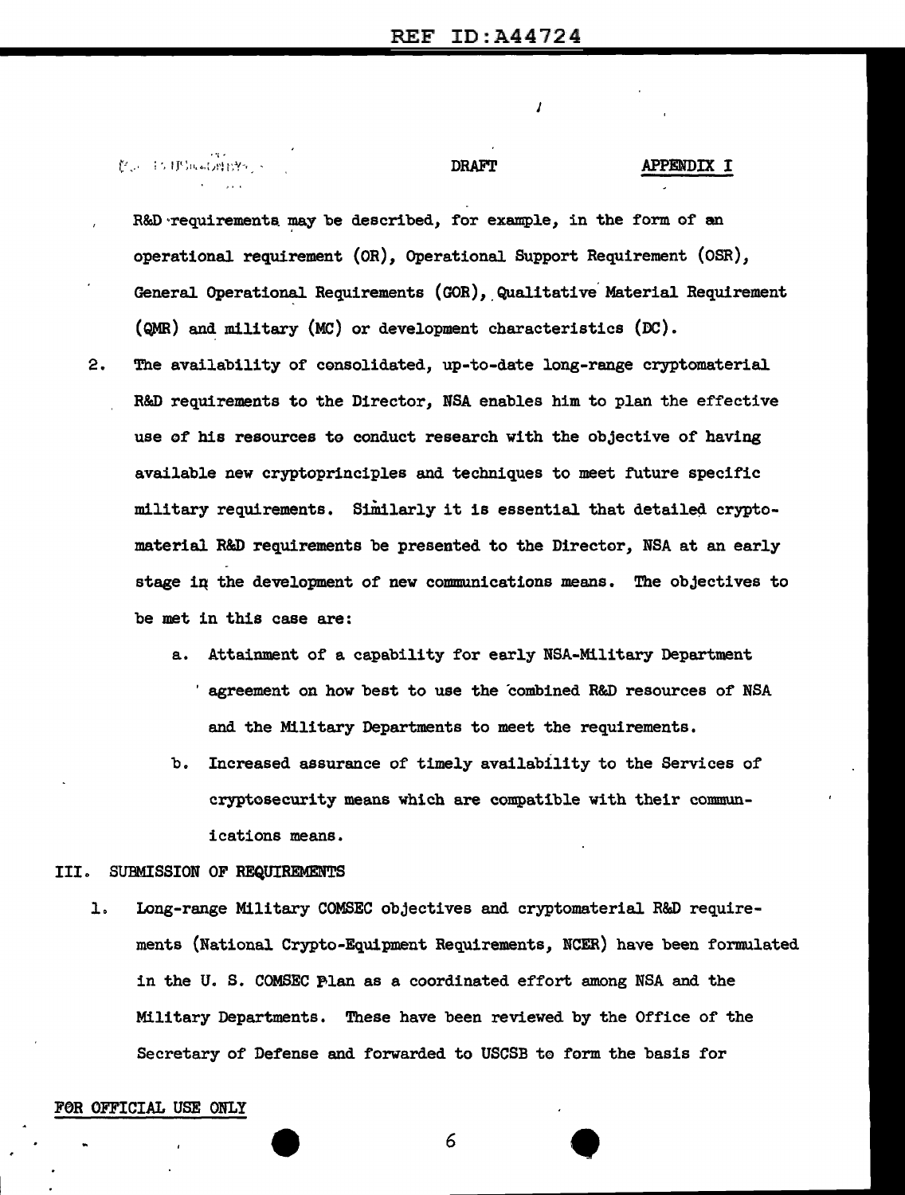DRAFT

APPENDIX I

R&D requirements may be described, for example, in the form of an operational requirement (OR), Operational Support Requirement (OSR), General Operational Requirements (GOR), Qualitative Material Requirement (QMR) and military (MC) or development characteristics (DC).

2. The availability of consolidated, up-to-date long-range cryptomaterial R&D requirements to the Director, NSA enables him to plan the effective use of his resources to conduct research with the objective of having available new cryptoprinciples and techniques to meet future specific military requirements. Similarly it is essential that detailed cryptomaterial R&D requirements be presented to the Director, NSA at an early stage in the development of new communications means. The objectives to be met in this case are:

   a. Attainment of a capability for early NSA-Military Department agreement on how best to use the combined R&D resources of NSA and the Military Departments to meet the requirements.

   b. Increased assurance of timely availability to the Services of cryptosecurity means which are compatible with their communications means.

## III. SUBMISSION OF REQUIREMENTS

1. Long-range Military COMSEC objectives and cryptomaterial R&D requirements (National Crypto-Equipment Requirements, NCER) have been formulated in the U. S. COMSEC Plan as a coordinated effort among NSA and the Military Departments. These have been reviewed by the Office of the Secretary of Defense and forwarded to USCSB to form the basis for

FOR OFFICIAL USE ONLY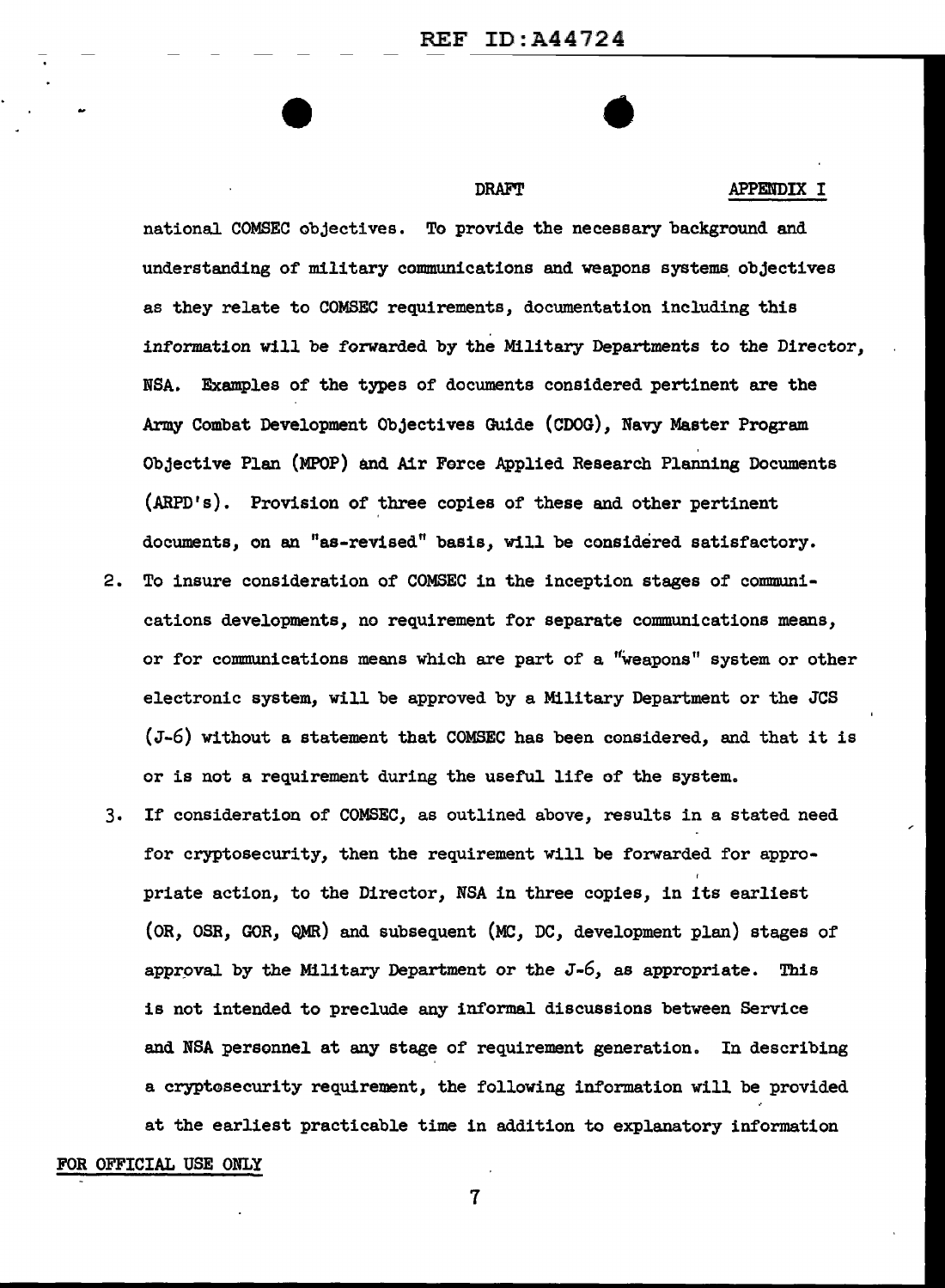national COMSEC objectives. To provide the necessary background and understanding of military communications and weapons systems objectives as they relate to COMSEC requirements, documentation including this information will be forwarded by the Military Departments to the Director, NSA. Examples of the types of documents considered pertinent are the Army Combat Development Objectives Guide (CDOG), Navy Master Program Objective Plan (MPOP) and Air Force Applied Research Planning Documents (ARPD's). Provision of three copies of these and other pertinent documents, on an "as-revised" basis, will be considered satisfactory.

2. To insure consideration of COMSEC in the inception stages of communications developments, no requirement for separate communications means, or for communications means which are part of a "weapons" system or other electronic system, will be approved by a Military Department or the JCS (J-6) without a statement that COMSEC has been considered, and that it is or is not a requirement during the useful life of the system.

3. If consideration of COMSEC, as outlined above, results in a stated need for cryptosecurity, then the requirement will be forwarded for appropriate action, to the Director, NSA in three copies, in its earliest (OR, OSR, GOR, QMR) and subsequent (MC, DC, development plan) stages of approval by the Military Department or the J-6, as appropriate. This is not intended to preclude any informal discussions between Service and NSA personnel at any stage of requirement generation. In describing a cryptosecurity requirement, the following information will be provided at the earliest practicable time in addition to explanatory information

FOR OFFICIAL USE ONLY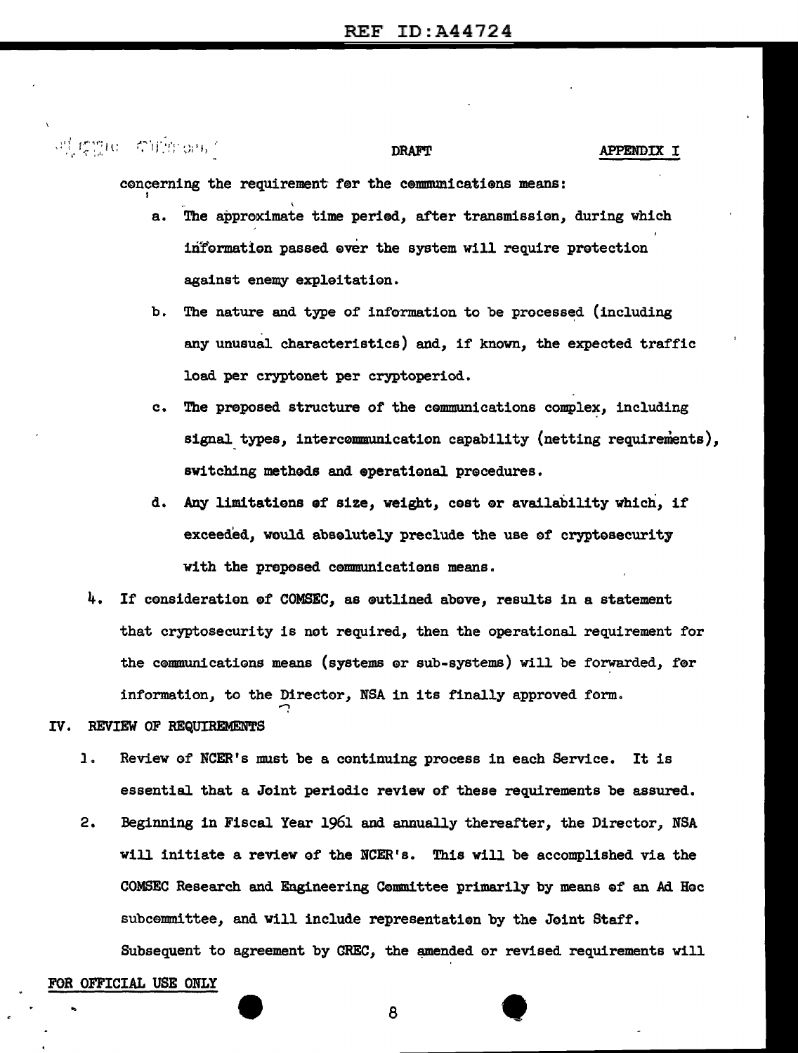concerning the requirement for the communications means:

a. The approximate time period, after transmission, during which information passed over the system will require protection against enemy exploitation.

b. The nature and type of information to be processed (including any unusual characteristics) and, if known, the expected traffic load per cryptonet per cryptoperiod.

c. The proposed structure of the communications complex, including signal types, intercommunication capability (netting requirements), switching methods and operational procedures.

d. Any limitations of size, weight, cost or availability which, if exceeded, would absolutely preclude the use of cryptosecurity with the proposed communications means.

4. If consideration of COMSEC, as outlined above, results in a statement that cryptosecurity is not required, then the operational requirement for the communications means (systems or sub-systems) will be forwarded, for information, to the Director, NSA in its finally approved form.

IV. REVIEW OF REQUIREMENTS

1. Review of NCER's must be a continuing process in each Service. It is essential that a Joint periodic review of these requirements be assured.

2. Beginning in Fiscal Year 1961 and annually thereafter, the Director, NSA will initiate a review of the NCER's. This will be accomplished via the COMSEC Research and Engineering Committee primarily by means of an Ad Hoc subcommittee, and will include representation by the Joint Staff. Subsequent to agreement by CREC, the amended or revised requirements will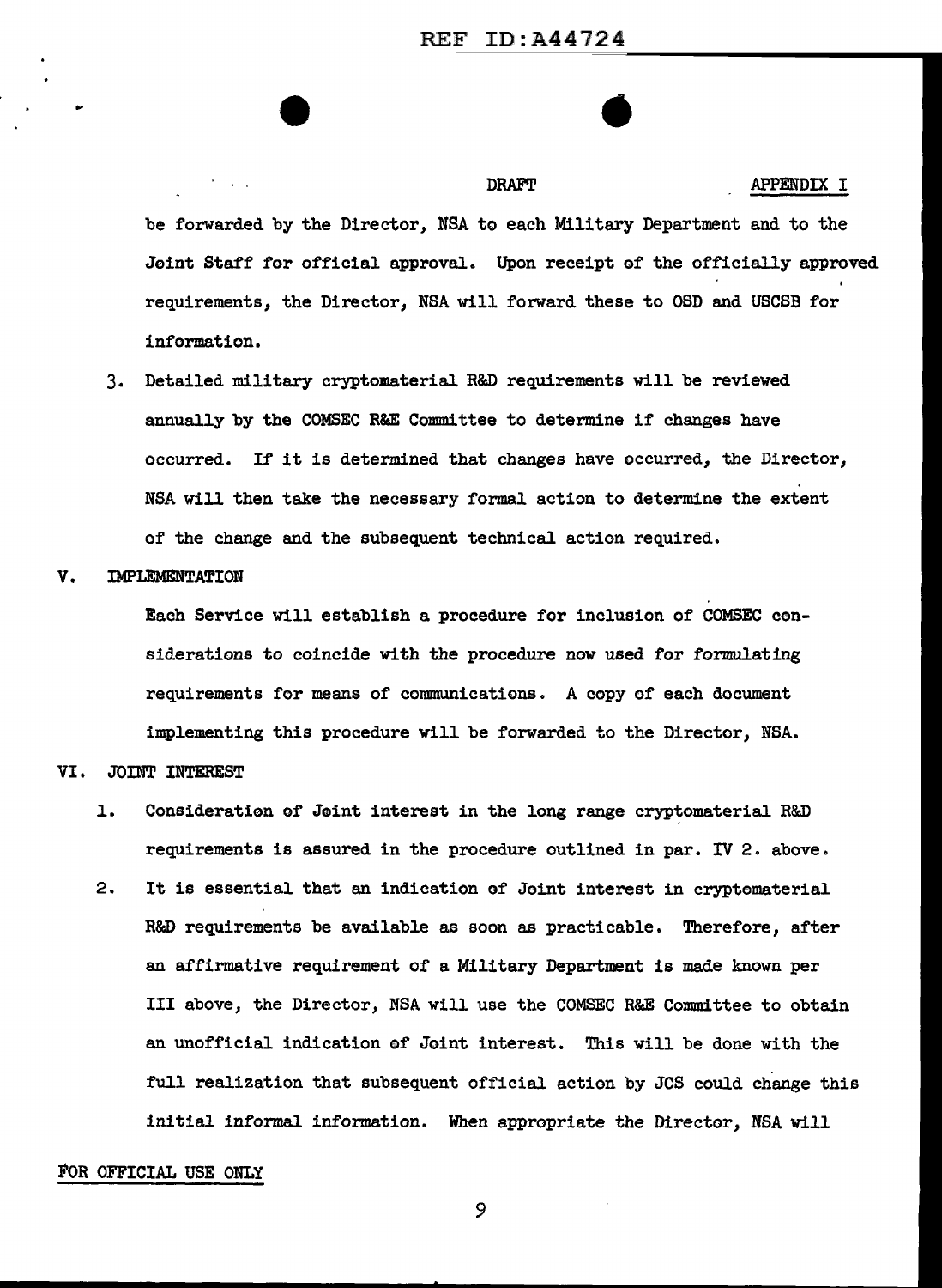be forwarded by the Director, NSA to each Military Department and to the Joint Staff for official approval. Upon receipt of the officially approved requirements, the Director, NSA will forward these to OSD and USCSB for information.

3. Detailed military cryptomaterial R&D requirements will be reviewed annually by the COMSEC R&E Committee to determine if changes have occurred. If it is determined that changes have occurred, the Director, NSA will then take the necessary formal action to determine the extent of the change and the subsequent technical action required.

## V. IMPLEMENTATION

Each Service will establish a procedure for inclusion of COMSEC considerations to coincide with the procedure now used for formulating requirements for means of communications. A copy of each document implementing this procedure will be forwarded to the Director, NSA.

## VI. JOINT INTEREST

1. Consideration of Joint interest in the long range cryptomaterial R&D requirements is assured in the procedure outlined in par. IV 2. above.
2. It is essential that an indication of Joint interest in cryptomaterial R&D requirements be available as soon as practicable. Therefore, after an affirmative requirement of a Military Department is made known per III above, the Director, NSA will use the COMSEC R&E Committee to obtain an unofficial indication of Joint interest. This will be done with the full realization that subsequent official action by JCS could change this initial informal information. When appropriate the Director, NSA will

FOR OFFICIAL USE ONLY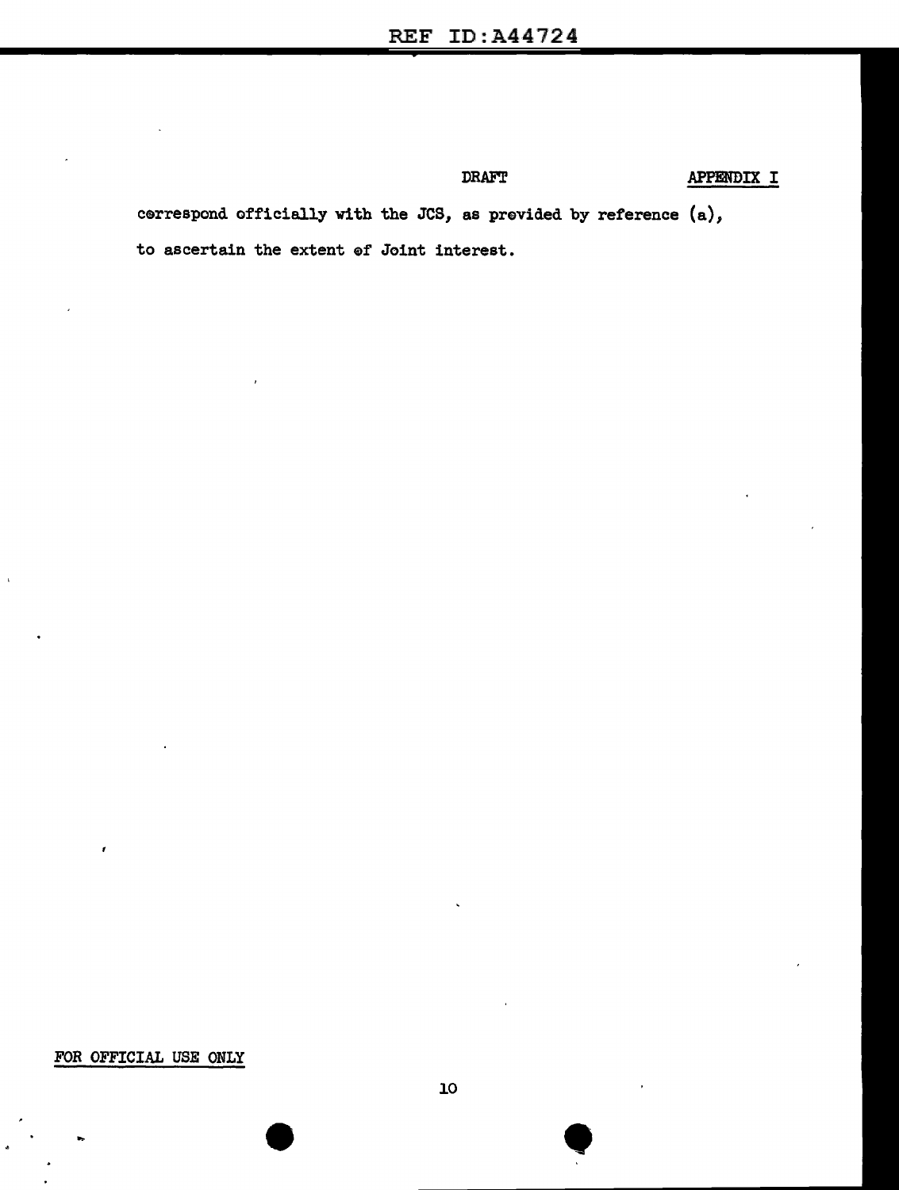DRAFT APPENDIX I

correspond officially with the JCS, as provided by reference (a), to ascertain the extent of Joint interest.

FOR OFFICIAL USE ONLY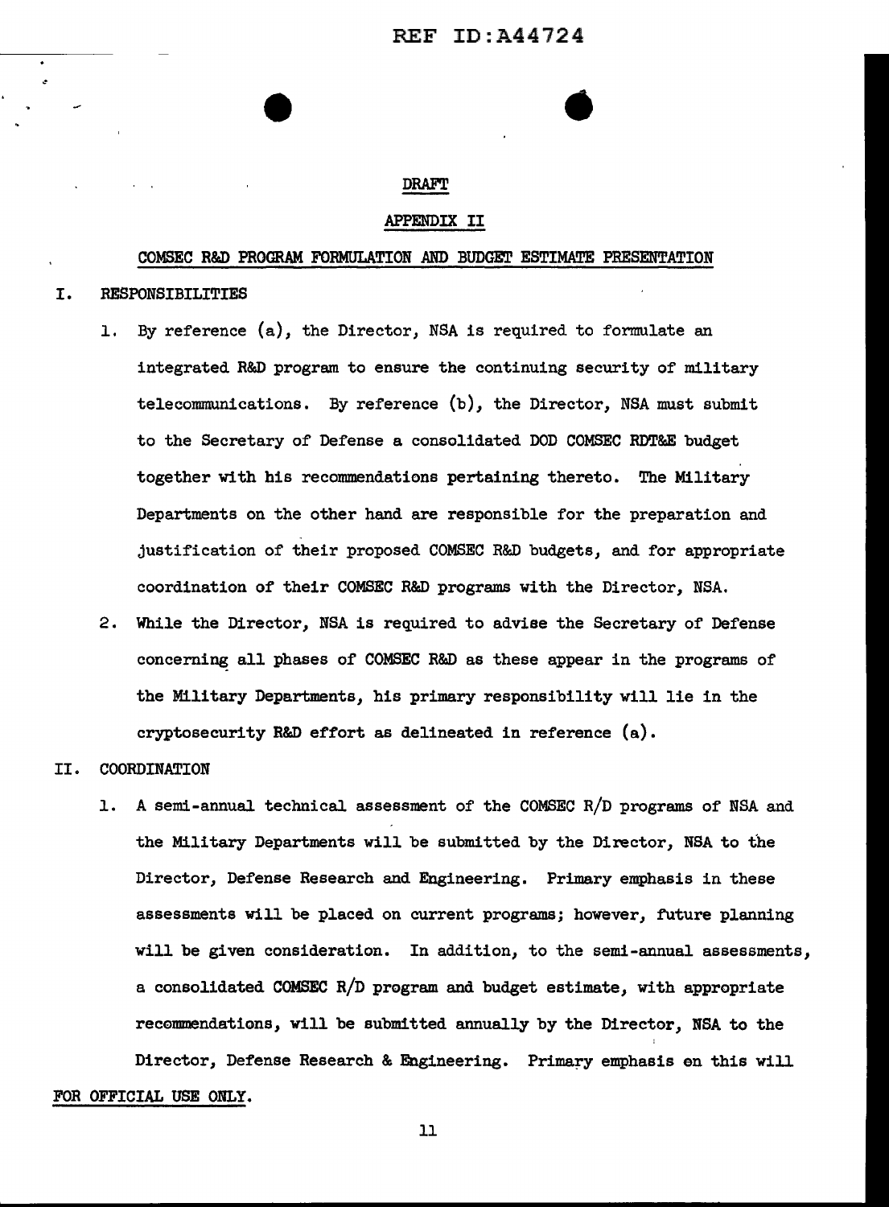DRAFT

APPENDIX II

COMSEC R&D PROGRAM FORMULATION AND BUDGET ESTIMATE PRESENTATION

I. RESPONSIBILITIES

1. By reference (a), the Director, NSA is required to formulate an integrated R&D program to ensure the continuing security of military telecommunications. By reference (b), the Director, NSA must submit to the Secretary of Defense a consolidated DOD COMSEC RDT&E budget together with his recommendations pertaining thereto. The Military Departments on the other hand are responsible for the preparation and justification of their proposed COMSEC R&D budgets, and for appropriate coordination of their COMSEC R&D programs with the Director, NSA.

2. While the Director, NSA is required to advise the Secretary of Defense concerning all phases of COMSEC R&D as these appear in the programs of the Military Departments, his primary responsibility will lie in the cryptosecurity R&D effort as delineated in reference (a).

II. COORDINATION

1. A semi-annual technical assessment of the COMSEC R/D programs of NSA and the Military Departments will be submitted by the Director, NSA to the Director, Defense Research and Engineering. Primary emphasis in these assessments will be placed on current programs; however, future planning will be given consideration. In addition, to the semi-annual assessments, a consolidated COMSEC R/D program and budget estimate, with appropriate recommendations, will be submitted annually by the Director, NSA to the Director, Defense Research & Engineering. Primary emphasis on this will

FOR OFFICIAL USE ONLY.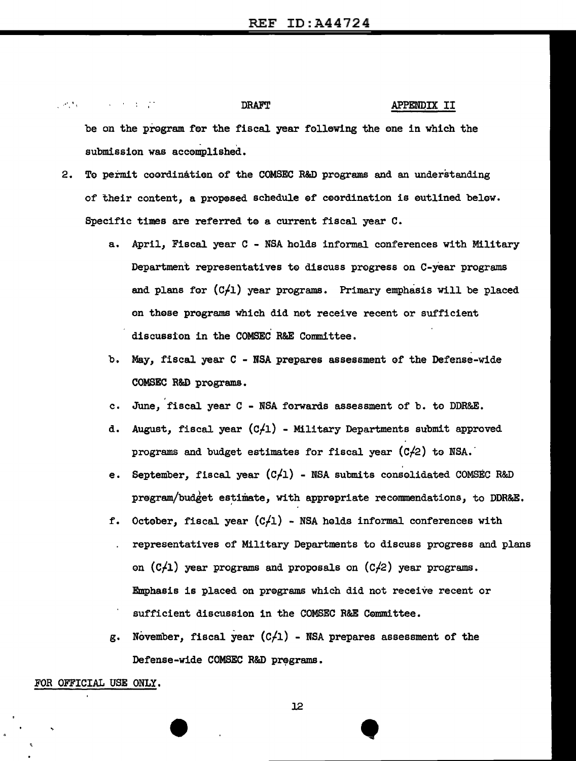DRAFT APPENDIX II

be on the program for the fiscal year following the one in which the submission was accomplished.

2. To permit coordination of the COMSEC R&D programs and an understanding of their content, a proposed schedule of coordination is outlined below. Specific times are referred to a current fiscal year C.

   a. April, Fiscal year C - NSA holds informal conferences with Military Department representatives to discuss progress on C-year programs and plans for (C/1) year programs. Primary emphasis will be placed on those programs which did not receive recent or sufficient discussion in the COMSEC R&E Committee.

   b. May, fiscal year C - NSA prepares assessment of the Defense-wide COMSEC R&D programs.

   c. June, fiscal year C - NSA forwards assessment of b. to DDR&E.

   d. August, fiscal year (C/1) - Military Departments submit approved programs and budget estimates for fiscal year (C/2) to NSA.

   e. September, fiscal year (C/1) - NSA submits consolidated COMSEC R&D program/budget estimate, with appropriate recommendations, to DDR&E.

   f. October, fiscal year (C/1) - NSA holds informal conferences with representatives of Military Departments to discuss progress and plans on (C/1) year programs and proposals on (C/2) year programs. Emphasis is placed on programs which did not receive recent or sufficient discussion in the COMSEC R&E Committee.

   g. November, fiscal year (C/1) - NSA prepares assessment of the Defense-wide COMSEC R&D programs.

FOR OFFICIAL USE ONLY.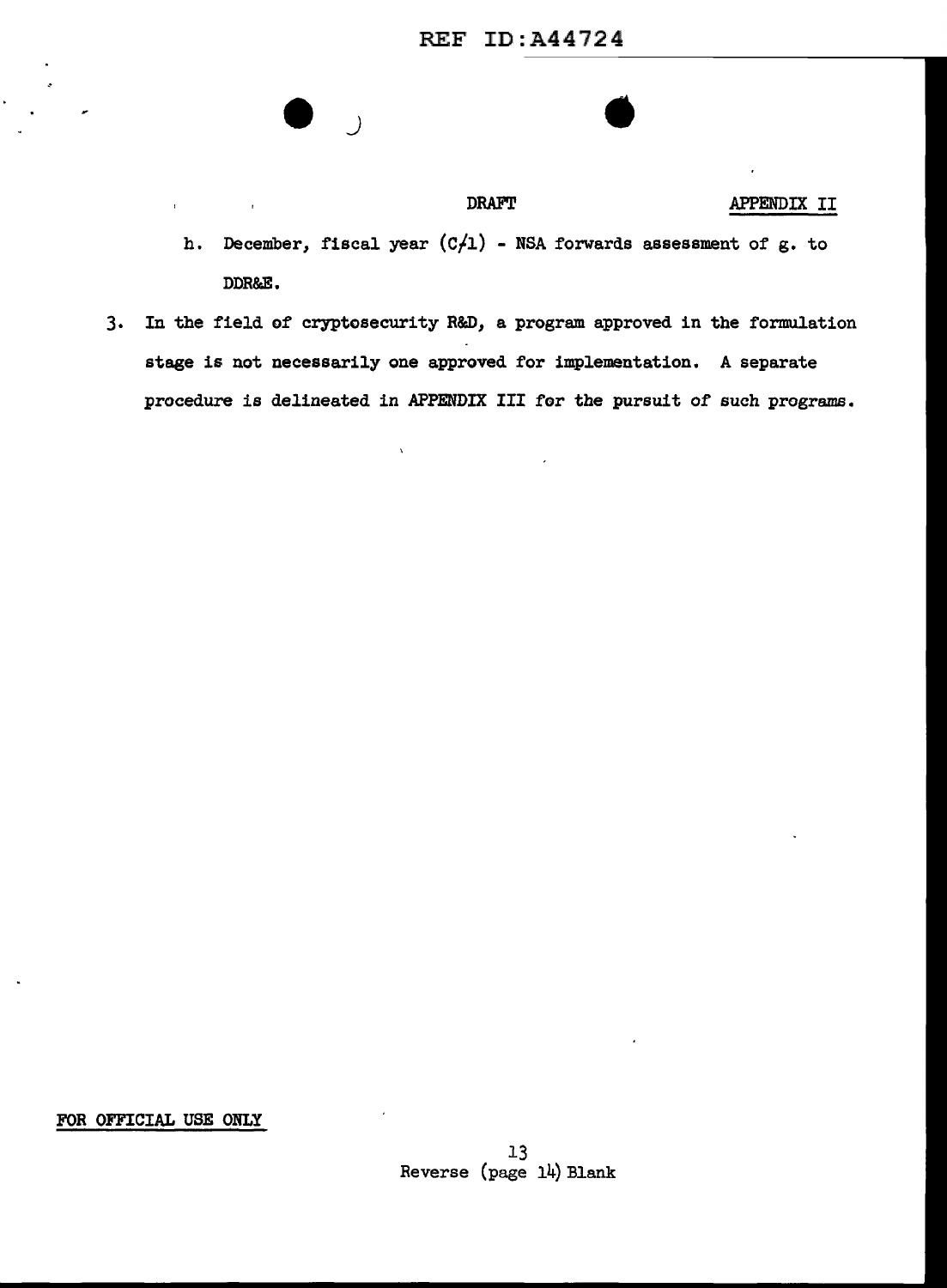DRAFT

APPENDIX II

h. December, fiscal year (C/1) - NSA forwards assessment of g. to DDR&E.

3. In the field of cryptosecurity R&D, a program approved in the formulation stage is not necessarily one approved for implementation. A separate procedure is delineated in APPENDIX III for the pursuit of such programs.

FOR OFFICIAL USE ONLY

Reverse (page 14) Blank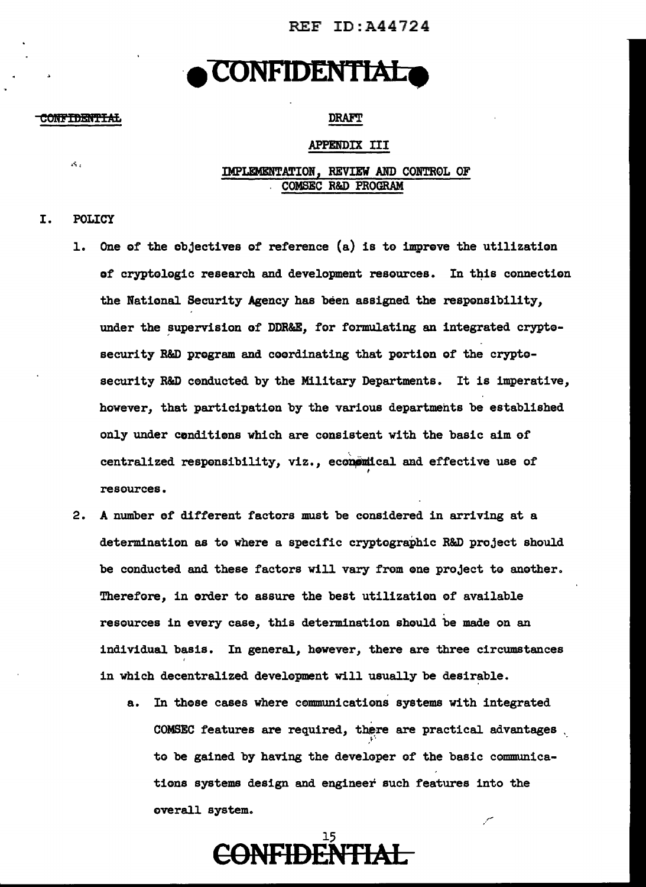DRAFT

APPENDIX III

IMPLEMENTATION, REVIEW AND CONTROL OF COMSEC R&D PROGRAM

I. POLICY

1. One of the objectives of reference (a) is to improve the utilization of cryptologic research and development resources. In this connection the National Security Agency has been assigned the responsibility, under the supervision of DDR&E, for formulating an integrated cryptosecurity R&D program and coordinating that portion of the cryptosecurity R&D conducted by the Military Departments. It is imperative, however, that participation by the various departments be established only under conditions which are consistent with the basic aim of centralized responsibility, viz., economical and effective use of resources.

2. A number of different factors must be considered in arriving at a determination as to where a specific cryptographic R&D project should be conducted and these factors will vary from one project to another. Therefore, in order to assure the best utilization of available resources in every case, this determination should be made on an individual basis. In general, however, there are three circumstances in which decentralized development will usually be desirable.

   a. In those cases where communications systems with integrated COMSEC features are required, there are practical advantages to be gained by having the developer of the basic communications systems design and engineer such features into the overall system.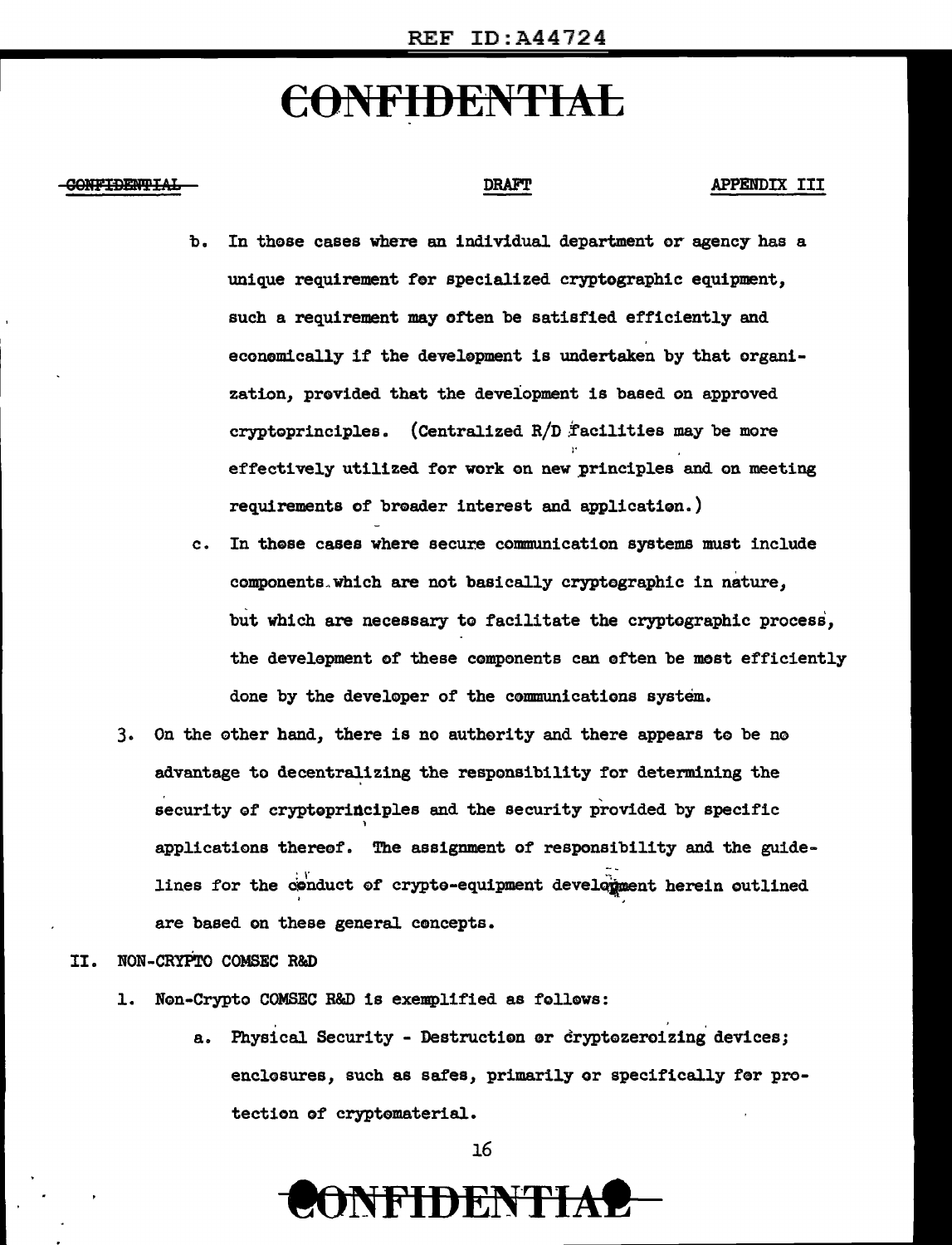b. In those cases where an individual department or agency has a unique requirement for specialized cryptographic equipment, such a requirement may often be satisfied efficiently and economically if the development is undertaken by that organization, provided that the development is based on approved cryptoprinciples. (Centralized R/D facilities may be more effectively utilized for work on new principles and on meeting requirements of broader interest and application.)

c. In those cases where secure communication systems must include components which are not basically cryptographic in nature, but which are necessary to facilitate the cryptographic process, the development of these components can often be most efficiently done by the developer of the communications system.

3. On the other hand, there is no authority and there appears to be no advantage to decentralizing the responsibility for determining the security of cryptoprinciples and the security provided by specific applications thereof. The assignment of responsibility and the guidelines for the conduct of crypto-equipment development herein outlined are based on these general concepts.

## II. NON-CRYPTO COMSEC R&D

1. Non-Crypto COMSEC R&D is exemplified as follows:

   a. Physical Security - Destruction or cryptozeroizing devices; enclosures, such as safes, primarily or specifically for protection of cryptomaterial.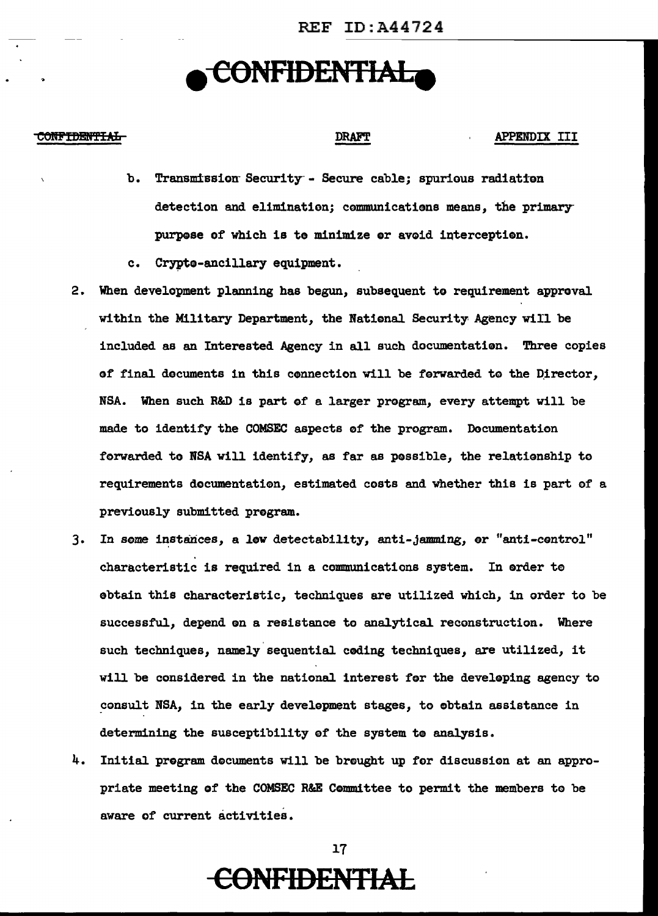b. Transmission Security - Secure cable; spurious radiation detection and elimination; communications means, the primary purpose of which is to minimize or avoid interception.

c. Crypto-ancillary equipment.

2. When development planning has begun, subsequent to requirement approval within the Military Department, the National Security Agency will be included as an Interested Agency in all such documentation. Three copies of final documents in this connection will be forwarded to the Director, NSA. When such R&D is part of a larger program, every attempt will be made to identify the COMSEC aspects of the program. Documentation forwarded to NSA will identify, as far as possible, the relationship to requirements documentation, estimated costs and whether this is part of a previously submitted program.

3. In some instances, a low detectability, anti-jamming, or "anti-control" characteristic is required in a communications system. In order to obtain this characteristic, techniques are utilized which, in order to be successful, depend on a resistance to analytical reconstruction. Where such techniques, namely sequential coding techniques, are utilized, it will be considered in the national interest for the developing agency to consult NSA, in the early development stages, to obtain assistance in determining the susceptibility of the system to analysis.

4. Initial program documents will be brought up for discussion at an appropriate meeting of the COMSEC R&E Committee to permit the members to be aware of current activities.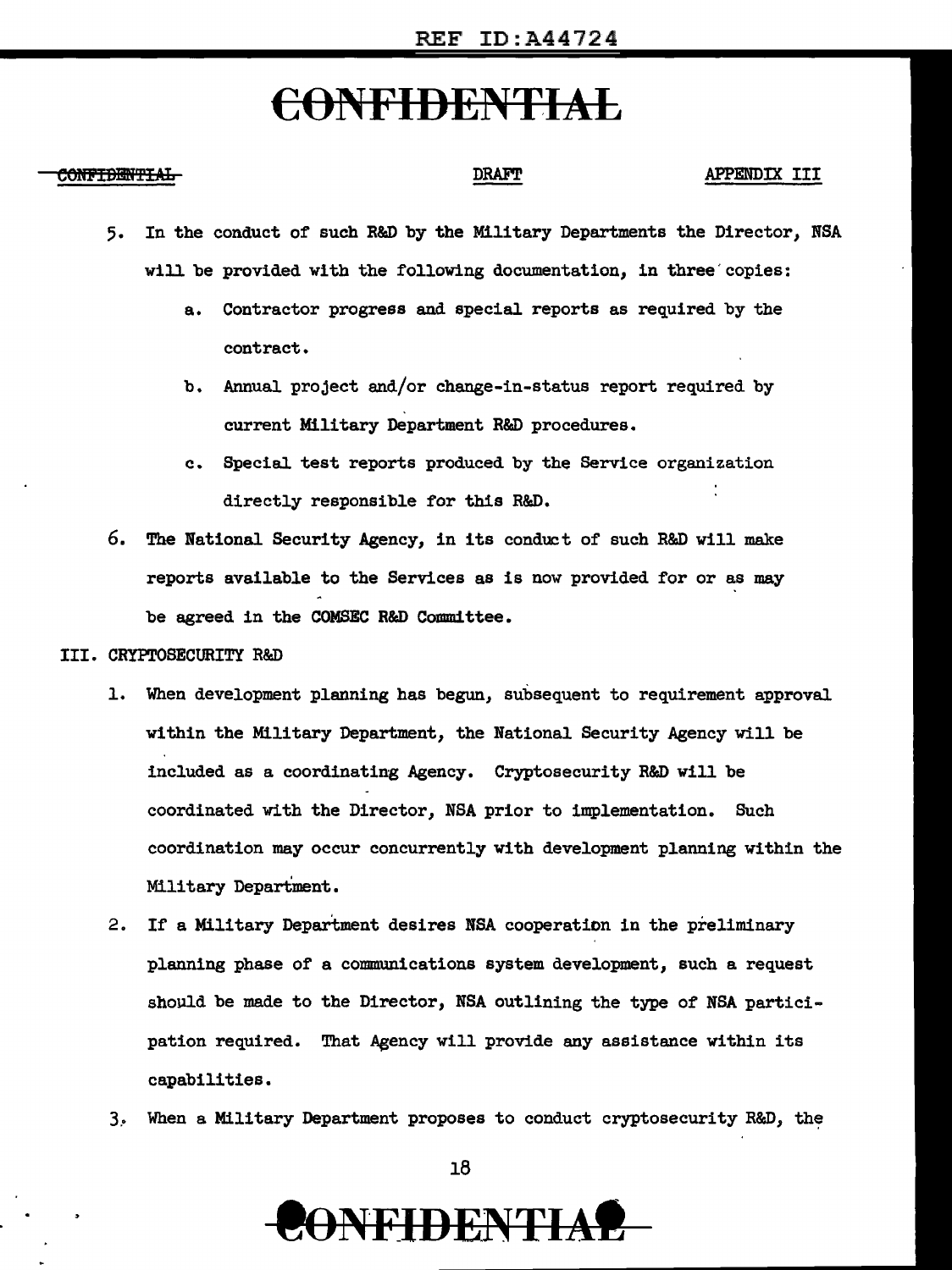CONFIDENTIAL

DRAFT

APPENDIX III

5. In the conduct of such R&D by the Military Departments the Director, NSA will be provided with the following documentation, in three copies:

   a. Contractor progress and special reports as required by the contract.

   b. Annual project and/or change-in-status report required by current Military Department R&D procedures.

   c. Special test reports produced by the Service organization directly responsible for this R&D.

6. The National Security Agency, in its conduct of such R&D will make reports available to the Services as is now provided for or as may be agreed in the COMSEC R&D Committee.

III. CRYPTOSECURITY R&D

1. When development planning has begun, subsequent to requirement approval within the Military Department, the National Security Agency will be included as a coordinating Agency. Cryptosecurity R&D will be coordinated with the Director, NSA prior to implementation. Such coordination may occur concurrently with development planning within the Military Department.

2. If a Military Department desires NSA cooperation in the preliminary planning phase of a communications system development, such a request should be made to the Director, NSA outlining the type of NSA participation required. That Agency will provide any assistance within its capabilities.

3. When a Military Department proposes to conduct cryptosecurity R&D, the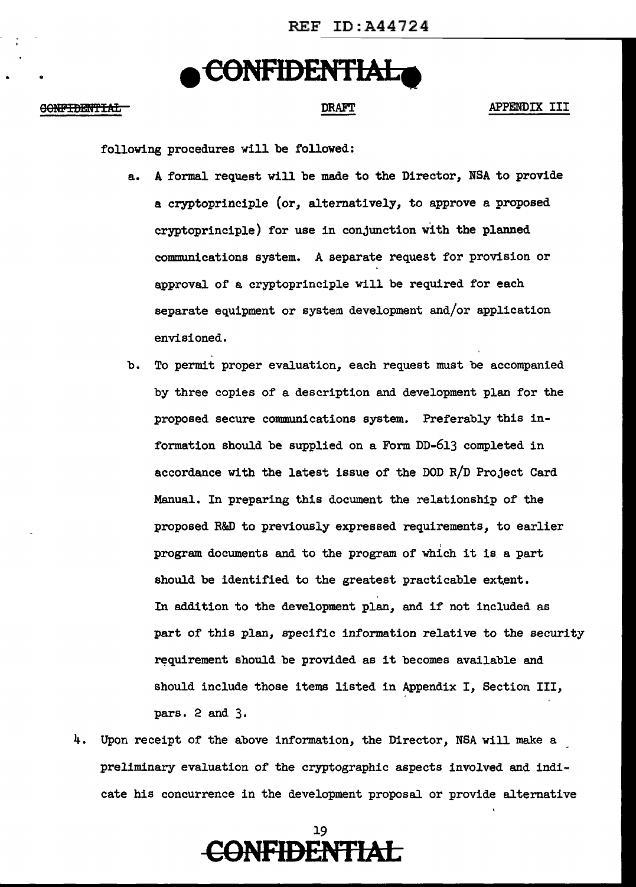following procedures will be followed:

a. A formal request will be made to the Director, NSA to provide a cryptoprinciple (or, alternatively, to approve a proposed cryptoprinciple) for use in conjunction with the planned communications system. A separate request for provision or approval of a cryptoprinciple will be required for each separate equipment or system development and/or application envisioned.

b. To permit proper evaluation, each request must be accompanied by three copies of a description and development plan for the proposed secure communications system. Preferably this information should be supplied on a Form DD-613 completed in accordance with the latest issue of the DOD R/D Project Card Manual. In preparing this document the relationship of the proposed R&D to previously expressed requirements, to earlier program documents and to the program of which it is a part should be identified to the greatest practicable extent. In addition to the development plan, and if not included as part of this plan, specific information relative to the security requirement should be provided as it becomes available and should include those items listed in Appendix I, Section III, pars. 2 and 3.

4. Upon receipt of the above information, the Director, NSA will make a preliminary evaluation of the cryptographic aspects involved and indicate his concurrence in the development proposal or provide alternative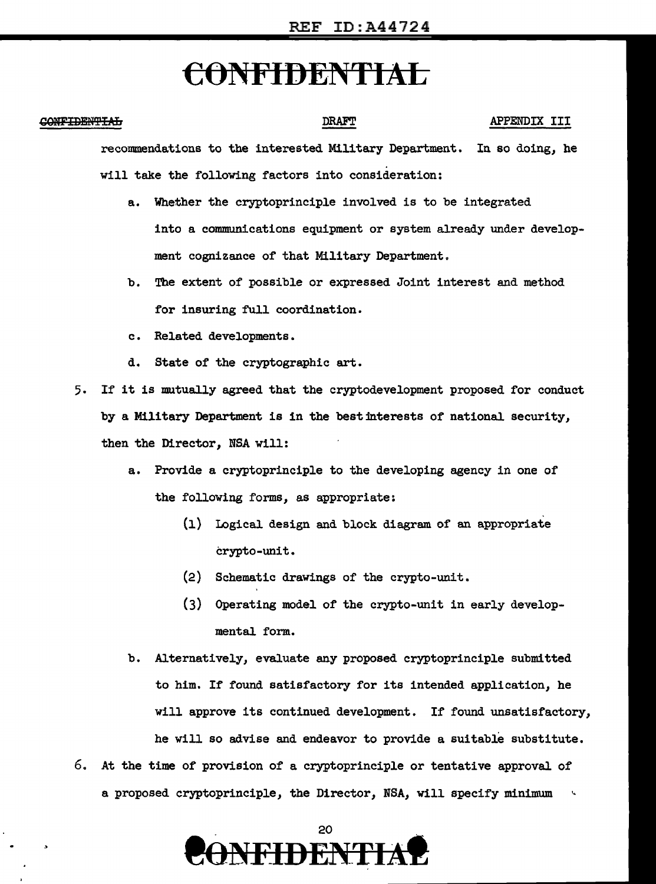recommendations to the interested Military Department. In so doing, he will take the following factors into consideration:

a. Whether the cryptoprinciple involved is to be integrated into a communications equipment or system already under development cognizance of that Military Department.

b. The extent of possible or expressed Joint interest and method for insuring full coordination.

c. Related developments.

d. State of the cryptographic art.

5. If it is mutually agreed that the cryptodevelopment proposed for conduct by a Military Department is in the best interests of national security, then the Director, NSA will:

   a. Provide a cryptoprinciple to the developing agency in one of the following forms, as appropriate:

      (1) Logical design and block diagram of an appropriate crypto-unit.

      (2) Schematic drawings of the crypto-unit.

      (3) Operating model of the crypto-unit in early developmental form.

   b. Alternatively, evaluate any proposed cryptoprinciple submitted to him. If found satisfactory for its intended application, he will approve its continued development. If found unsatisfactory, he will so advise and endeavor to provide a suitable substitute.

6. At the time of provision of a cryptoprinciple or tentative approval of a proposed cryptoprinciple, the Director, NSA, will specify minimum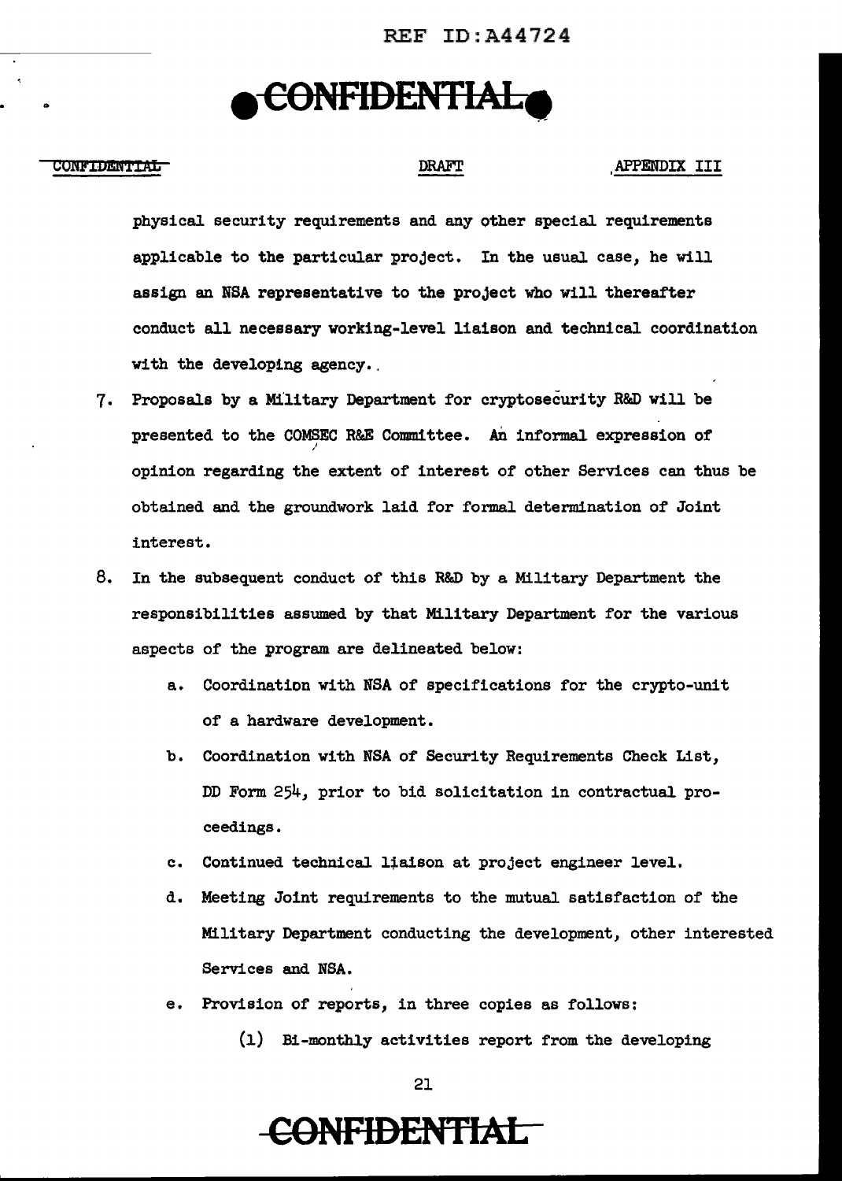physical security requirements and any other special requirements applicable to the particular project. In the usual case, he will assign an NSA representative to the project who will thereafter conduct all necessary working-level liaison and technical coordination with the developing agency.

7. Proposals by a Military Department for cryptosecurity R&D will be presented to the COMSEC R&E Committee. An informal expression of opinion regarding the extent of interest of other Services can thus be obtained and the groundwork laid for formal determination of Joint interest.

8. In the subsequent conduct of this R&D by a Military Department the responsibilities assumed by that Military Department for the various aspects of the program are delineated below:

   a. Coordination with NSA of specifications for the crypto-unit of a hardware development.

   b. Coordination with NSA of Security Requirements Check List, DD Form 254, prior to bid solicitation in contractual proceedings.

   c. Continued technical liaison at project engineer level.

   d. Meeting Joint requirements to the mutual satisfaction of the Military Department conducting the development, other interested Services and NSA.

   e. Provision of reports, in three copies as follows:

      (1) Bi-monthly activities report from the developing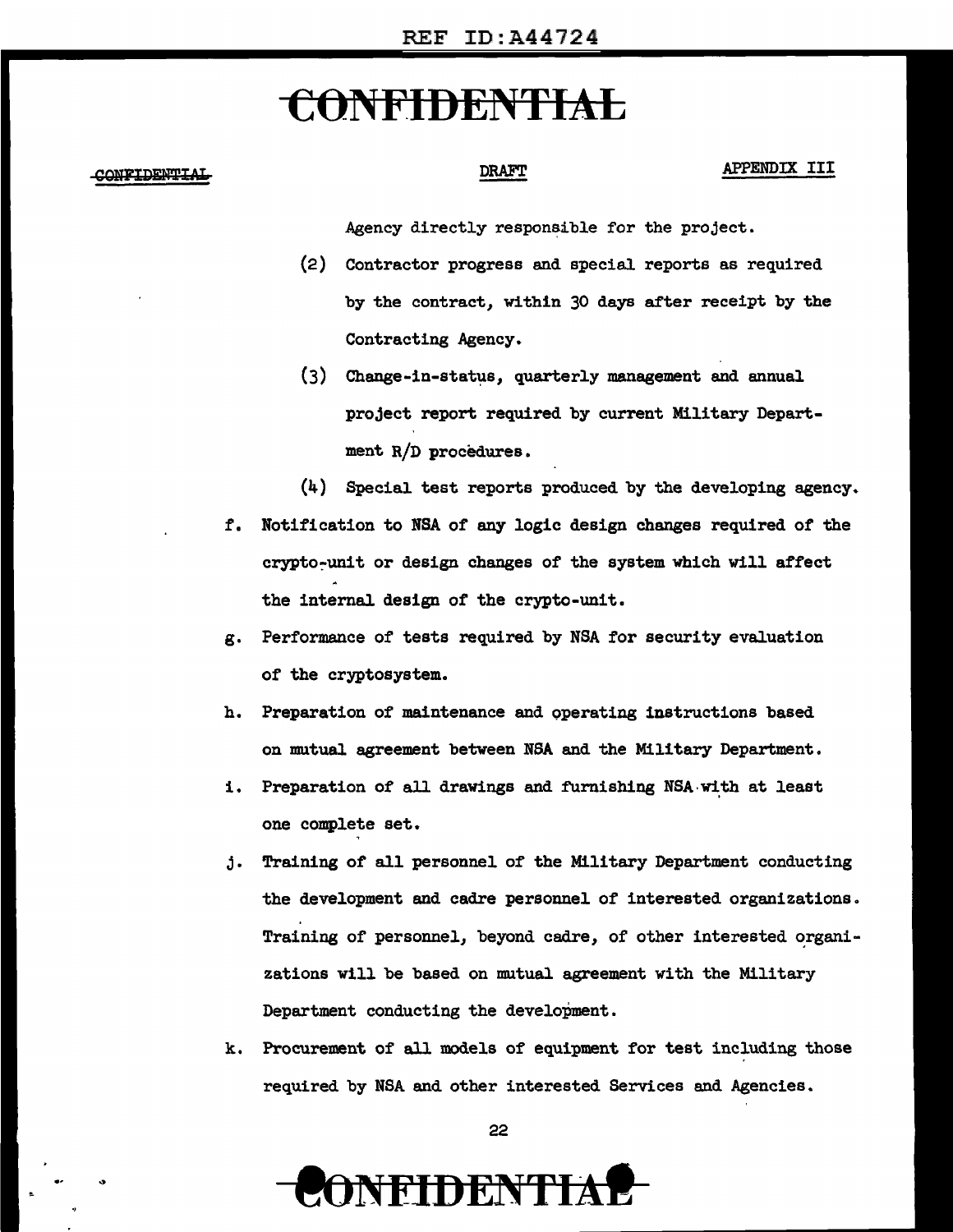Agency directly responsible for the project.

(2) Contractor progress and special reports as required by the contract, within 30 days after receipt by the Contracting Agency.

(3) Change-in-status, quarterly management and annual project report required by current Military Department R/D procedures.

(4) Special test reports produced by the developing agency.

f. Notification to NSA of any logic design changes required of the crypto-unit or design changes of the system which will affect the internal design of the crypto-unit.

g. Performance of tests required by NSA for security evaluation of the cryptosystem.

h. Preparation of maintenance and operating instructions based on mutual agreement between NSA and the Military Department.

i. Preparation of all drawings and furnishing NSA with at least one complete set.

j. Training of all personnel of the Military Department conducting the development and cadre personnel of interested organizations. Training of personnel, beyond cadre, of other interested organizations will be based on mutual agreement with the Military Department conducting the development.

k. Procurement of all models of equipment for test including those required by NSA and other interested Services and Agencies.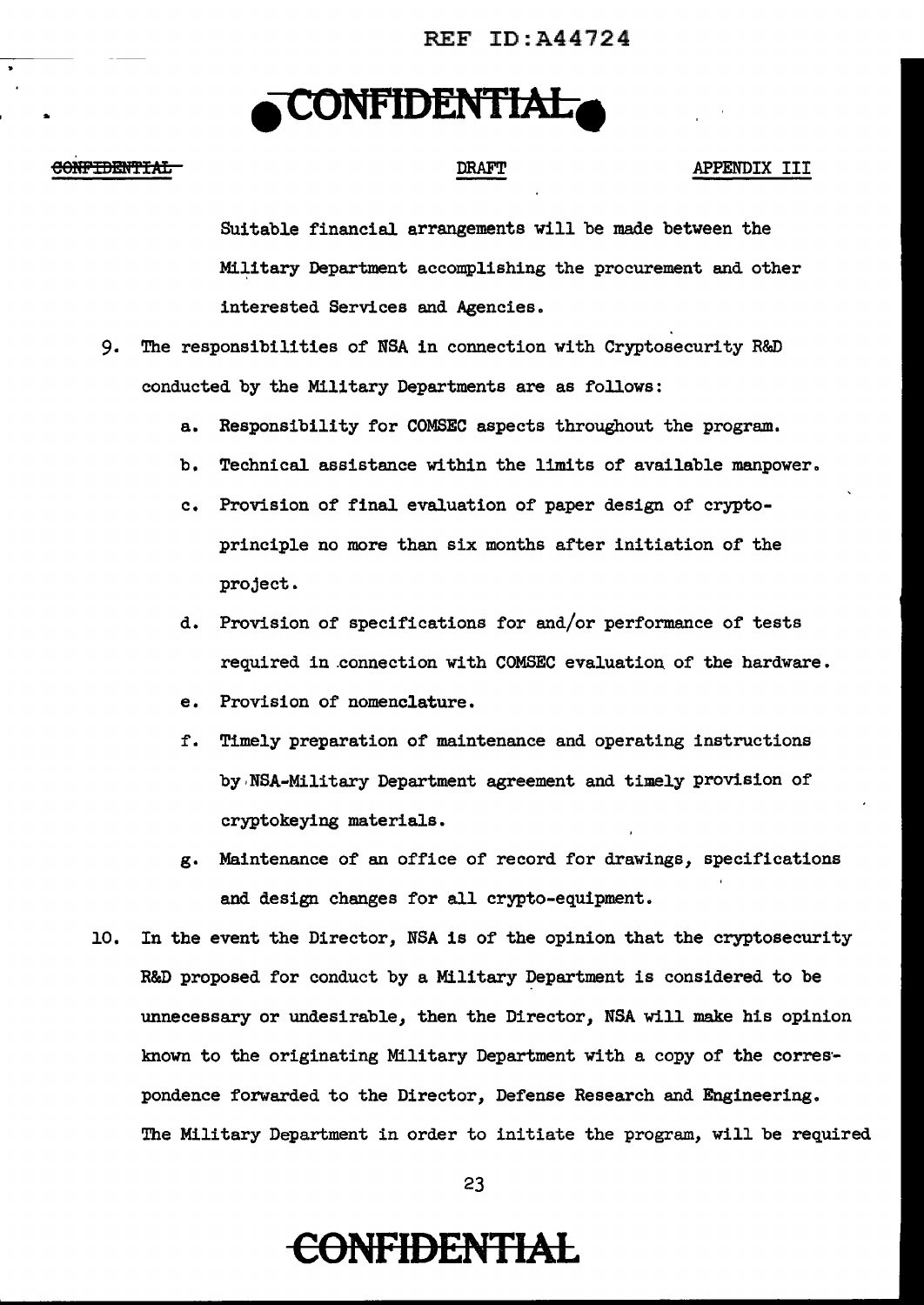Suitable financial arrangements will be made between the Military Department accomplishing the procurement and other interested Services and Agencies.

9. The responsibilities of NSA in connection with Cryptosecurity R&D conducted by the Military Departments are as follows:

   a. Responsibility for COMSEC aspects throughout the program.

   b. Technical assistance within the limits of available manpower.

   c. Provision of final evaluation of paper design of crypto-principle no more than six months after initiation of the project.

   d. Provision of specifications for and/or performance of tests required in connection with COMSEC evaluation of the hardware.

   e. Provision of nomenclature.

   f. Timely preparation of maintenance and operating instructions by NSA-Military Department agreement and timely provision of cryptokeying materials.

   g. Maintenance of an office of record for drawings, specifications and design changes for all crypto-equipment.

10. In the event the Director, NSA is of the opinion that the cryptosecurity R&D proposed for conduct by a Military Department is considered to be unnecessary or undesirable, then the Director, NSA will make his opinion known to the originating Military Department with a copy of the correspondence forwarded to the Director, Defense Research and Engineering. The Military Department in order to initiate the program, will be required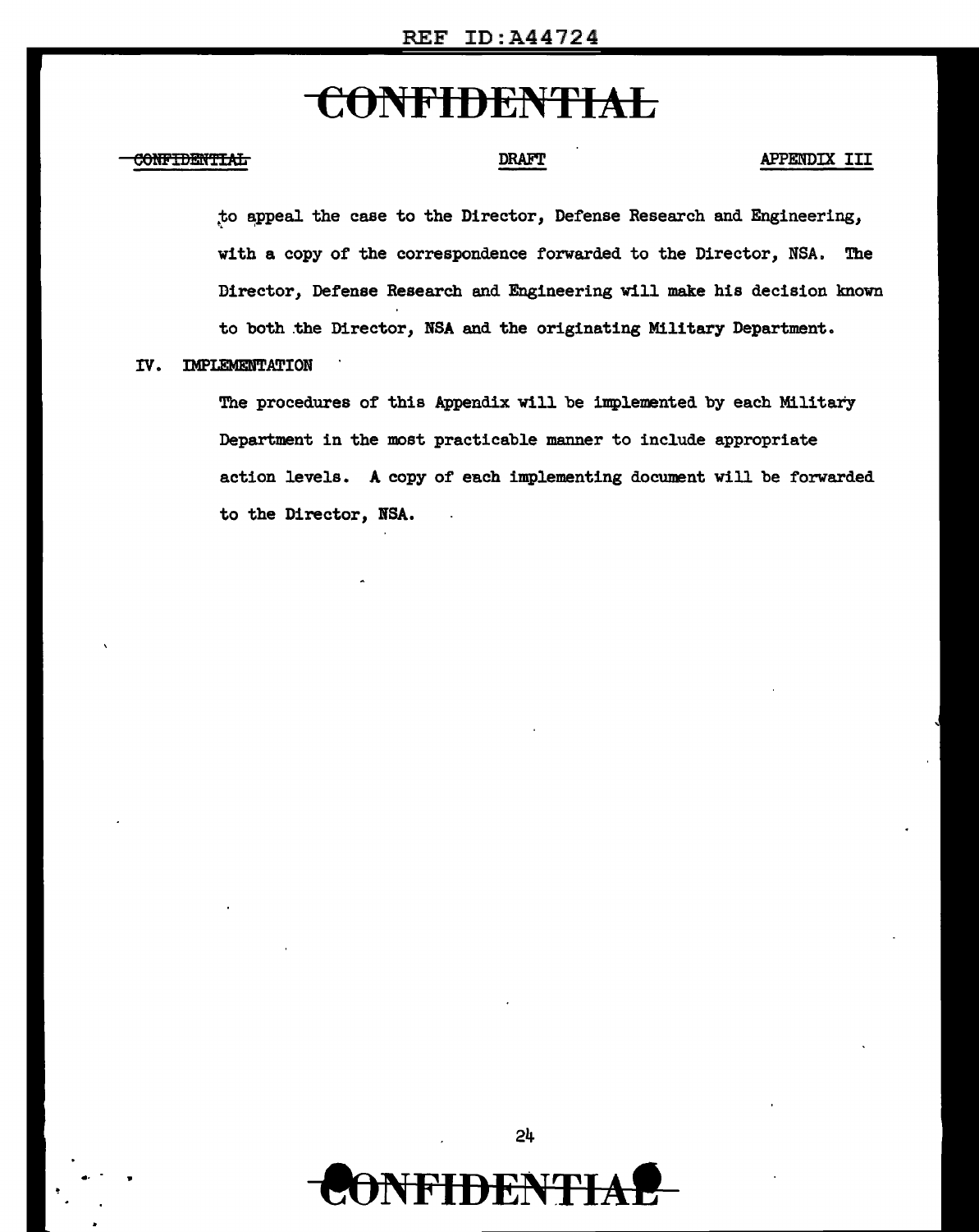to appeal the case to the Director, Defense Research and Engineering, with a copy of the correspondence forwarded to the Director, NSA. The Director, Defense Research and Engineering will make his decision known to both the Director, NSA and the originating Military Department.

## IV. IMPLEMENTATION

The procedures of this Appendix will be implemented by each Military Department in the most practicable manner to include appropriate action levels. A copy of each implementing document will be forwarded to the Director, NSA.